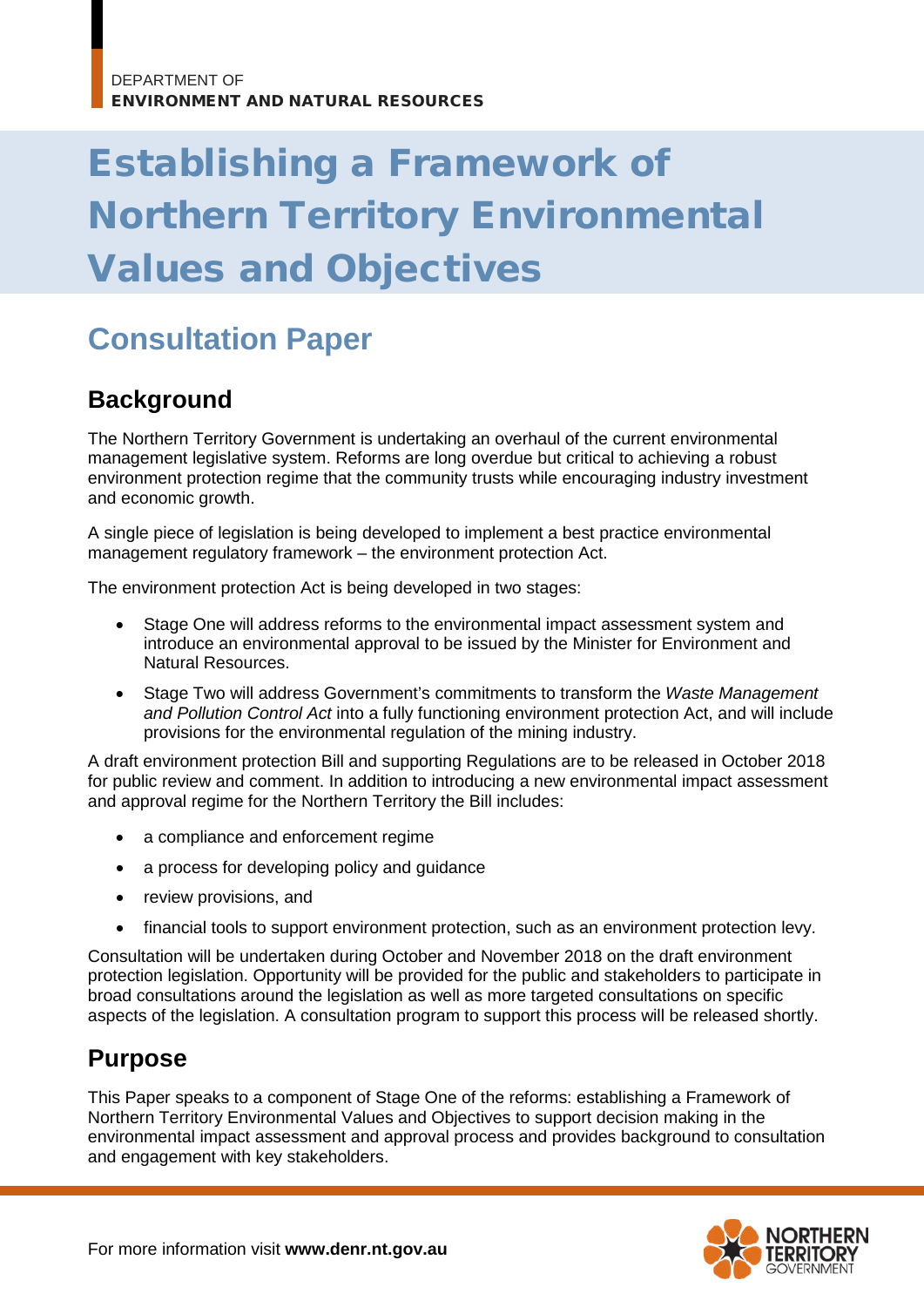DEPARTMENT OF
**ENVIRONMENT AND NATURAL RESOURCES**

# Establishing a Framework of Northern Territory Environmental Values and Objectives

## Consultation Paper

### Background

The Northern Territory Government is undertaking an overhaul of the current environmental management legislative system. Reforms are long overdue but critical to achieving a robust environment protection regime that the community trusts while encouraging industry investment and economic growth.

A single piece of legislation is being developed to implement a best practice environmental management regulatory framework – the environment protection Act.

The environment protection Act is being developed in two stages:

- Stage One will address reforms to the environmental impact assessment system and introduce an environmental approval to be issued by the Minister for Environment and Natural Resources.
- Stage Two will address Government's commitments to transform the *Waste Management and Pollution Control Act* into a fully functioning environment protection Act, and will include provisions for the environmental regulation of the mining industry.

A draft environment protection Bill and supporting Regulations are to be released in October 2018 for public review and comment. In addition to introducing a new environmental impact assessment and approval regime for the Northern Territory the Bill includes:

- a compliance and enforcement regime
- a process for developing policy and guidance
- review provisions, and
- financial tools to support environment protection, such as an environment protection levy.

Consultation will be undertaken during October and November 2018 on the draft environment protection legislation. Opportunity will be provided for the public and stakeholders to participate in broad consultations around the legislation as well as more targeted consultations on specific aspects of the legislation. A consultation program to support this process will be released shortly.

### Purpose

This Paper speaks to a component of Stage One of the reforms: establishing a Framework of Northern Territory Environmental Values and Objectives to support decision making in the environmental impact assessment and approval process and provides background to consultation and engagement with key stakeholders.

For more information visit **www.denr.nt.gov.au**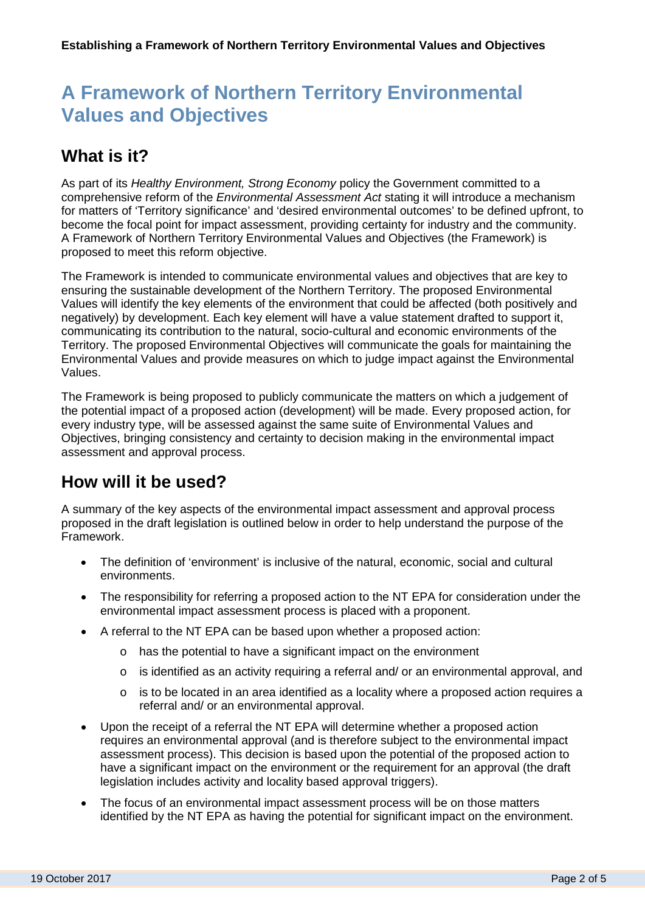# A Framework of Northern Territory Environmental Values and Objectives

## What is it?

As part of its *Healthy Environment, Strong Economy* policy the Government committed to a comprehensive reform of the *Environmental Assessment Act* stating it will introduce a mechanism for matters of 'Territory significance' and 'desired environmental outcomes' to be defined upfront, to become the focal point for impact assessment, providing certainty for industry and the community. A Framework of Northern Territory Environmental Values and Objectives (the Framework) is proposed to meet this reform objective.

The Framework is intended to communicate environmental values and objectives that are key to ensuring the sustainable development of the Northern Territory. The proposed Environmental Values will identify the key elements of the environment that could be affected (both positively and negatively) by development. Each key element will have a value statement drafted to support it, communicating its contribution to the natural, socio-cultural and economic environments of the Territory. The proposed Environmental Objectives will communicate the goals for maintaining the Environmental Values and provide measures on which to judge impact against the Environmental Values.

The Framework is being proposed to publicly communicate the matters on which a judgement of the potential impact of a proposed action (development) will be made. Every proposed action, for every industry type, will be assessed against the same suite of Environmental Values and Objectives, bringing consistency and certainty to decision making in the environmental impact assessment and approval process.

## How will it be used?

A summary of the key aspects of the environmental impact assessment and approval process proposed in the draft legislation is outlined below in order to help understand the purpose of the Framework.

- The definition of 'environment' is inclusive of the natural, economic, social and cultural environments.
- The responsibility for referring a proposed action to the NT EPA for consideration under the environmental impact assessment process is placed with a proponent.
- A referral to the NT EPA can be based upon whether a proposed action:
  - has the potential to have a significant impact on the environment
  - is identified as an activity requiring a referral and/ or an environmental approval, and
  - is to be located in an area identified as a locality where a proposed action requires a referral and/ or an environmental approval.
- Upon the receipt of a referral the NT EPA will determine whether a proposed action requires an environmental approval (and is therefore subject to the environmental impact assessment process). This decision is based upon the potential of the proposed action to have a significant impact on the environment or the requirement for an approval (the draft legislation includes activity and locality based approval triggers).
- The focus of an environmental impact assessment process will be on those matters identified by the NT EPA as having the potential for significant impact on the environment.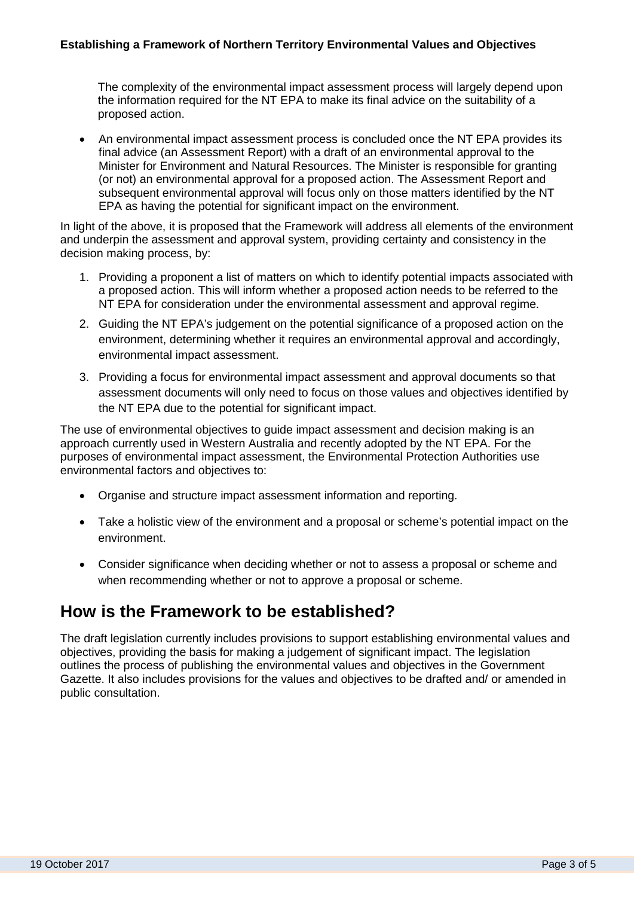The complexity of the environmental impact assessment process will largely depend upon the information required for the NT EPA to make its final advice on the suitability of a proposed action.

- An environmental impact assessment process is concluded once the NT EPA provides its final advice (an Assessment Report) with a draft of an environmental approval to the Minister for Environment and Natural Resources. The Minister is responsible for granting (or not) an environmental approval for a proposed action. The Assessment Report and subsequent environmental approval will focus only on those matters identified by the NT EPA as having the potential for significant impact on the environment.

In light of the above, it is proposed that the Framework will address all elements of the environment and underpin the assessment and approval system, providing certainty and consistency in the decision making process, by:

1. Providing a proponent a list of matters on which to identify potential impacts associated with a proposed action. This will inform whether a proposed action needs to be referred to the NT EPA for consideration under the environmental assessment and approval regime.
2. Guiding the NT EPA's judgement on the potential significance of a proposed action on the environment, determining whether it requires an environmental approval and accordingly, environmental impact assessment.
3. Providing a focus for environmental impact assessment and approval documents so that assessment documents will only need to focus on those values and objectives identified by the NT EPA due to the potential for significant impact.

The use of environmental objectives to guide impact assessment and decision making is an approach currently used in Western Australia and recently adopted by the NT EPA. For the purposes of environmental impact assessment, the Environmental Protection Authorities use environmental factors and objectives to:

- Organise and structure impact assessment information and reporting.
- Take a holistic view of the environment and a proposal or scheme's potential impact on the environment.
- Consider significance when deciding whether or not to assess a proposal or scheme and when recommending whether or not to approve a proposal or scheme.

## How is the Framework to be established?

The draft legislation currently includes provisions to support establishing environmental values and objectives, providing the basis for making a judgement of significant impact. The legislation outlines the process of publishing the environmental values and objectives in the Government Gazette. It also includes provisions for the values and objectives to be drafted and/ or amended in public consultation.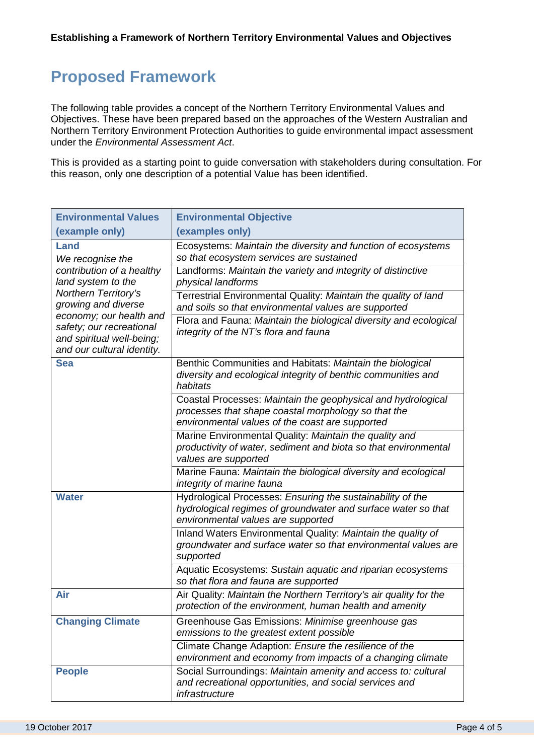## Proposed Framework

The following table provides a concept of the Northern Territory Environmental Values and Objectives. These have been prepared based on the approaches of the Western Australian and Northern Territory Environment Protection Authorities to guide environmental impact assessment under the *Environmental Assessment Act*.

This is provided as a starting point to guide conversation with stakeholders during consultation. For this reason, only one description of a potential Value has been identified.

| Environmental Values (example only) | Environmental Objective (examples only) |
|---|---|
| **Land** *We recognise the contribution of a healthy land system to the Northern Territory's growing and diverse economy; our health and safety; our recreational and spiritual well-being; and our cultural identity.* | Ecosystems: *Maintain the diversity and function of ecosystems so that ecosystem services are sustained* |
| | Landforms: *Maintain the variety and integrity of distinctive physical landforms* |
| | Terrestrial Environmental Quality: *Maintain the quality of land and soils so that environmental values are supported* |
| | Flora and Fauna: *Maintain the biological diversity and ecological integrity of the NT's flora and fauna* |
| **Sea** | Benthic Communities and Habitats: *Maintain the biological diversity and ecological integrity of benthic communities and habitats* |
| | Coastal Processes: *Maintain the geophysical and hydrological processes that shape coastal morphology so that the environmental values of the coast are supported* |
| | Marine Environmental Quality: *Maintain the quality and productivity of water, sediment and biota so that environmental values are supported* |
| | Marine Fauna: *Maintain the biological diversity and ecological integrity of marine fauna* |
| **Water** | Hydrological Processes: *Ensuring the sustainability of the hydrological regimes of groundwater and surface water so that environmental values are supported* |
| | Inland Waters Environmental Quality: *Maintain the quality of groundwater and surface water so that environmental values are supported* |
| | Aquatic Ecosystems: *Sustain aquatic and riparian ecosystems so that flora and fauna are supported* |
| **Air** | Air Quality: *Maintain the Northern Territory's air quality for the protection of the environment, human health and amenity* |
| **Changing Climate** | Greenhouse Gas Emissions: *Minimise greenhouse gas emissions to the greatest extent possible* |
| | Climate Change Adaptation: *Ensure the resilience of the environment and economy from impacts of a changing climate* |
| **People** | Social Surroundings: *Maintain amenity and access to: cultural and recreational opportunities, and social services and infrastructure* |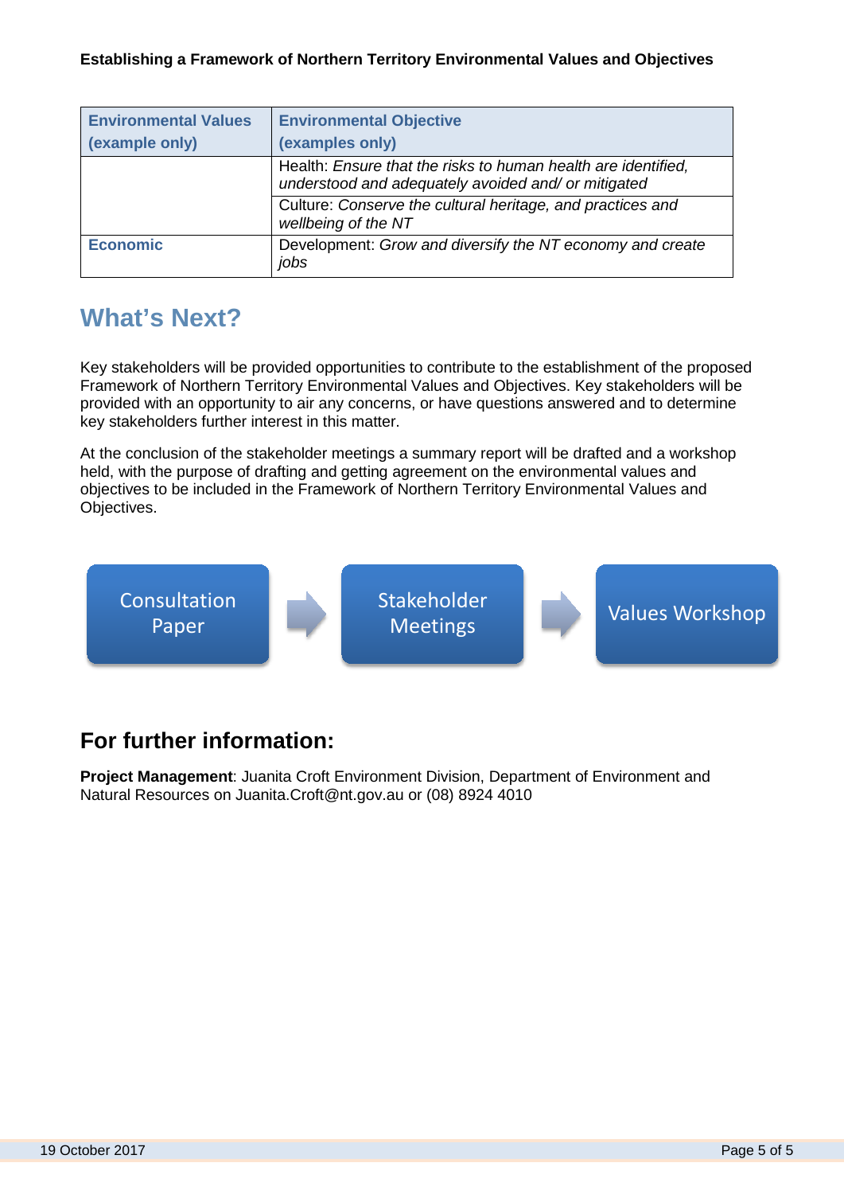| Environmental Values (example only) | Environmental Objective (examples only) |
|---|---|
| | Health: *Ensure that the risks to human health are identified, understood and adequately avoided and/ or mitigated* |
| | Culture: *Conserve the cultural heritage, and practices and wellbeing of the NT* |
| **Economic** | Development: *Grow and diversify the NT economy and create jobs* |

## What's Next?

Key stakeholders will be provided opportunities to contribute to the establishment of the proposed Framework of Northern Territory Environmental Values and Objectives. Key stakeholders will be provided with an opportunity to air any concerns, or have questions answered and to determine key stakeholders further interest in this matter.

At the conclusion of the stakeholder meetings a summary report will be drafted and a workshop held, with the purpose of drafting and getting agreement on the environmental values and objectives to be included in the Framework of Northern Territory Environmental Values and Objectives.

Consultation Paper → Stakeholder Meetings → Values Workshop

## For further information:

**Project Management**: Juanita Croft Environment Division, Department of Environment and Natural Resources on Juanita.Croft@nt.gov.au or (08) 8924 4010